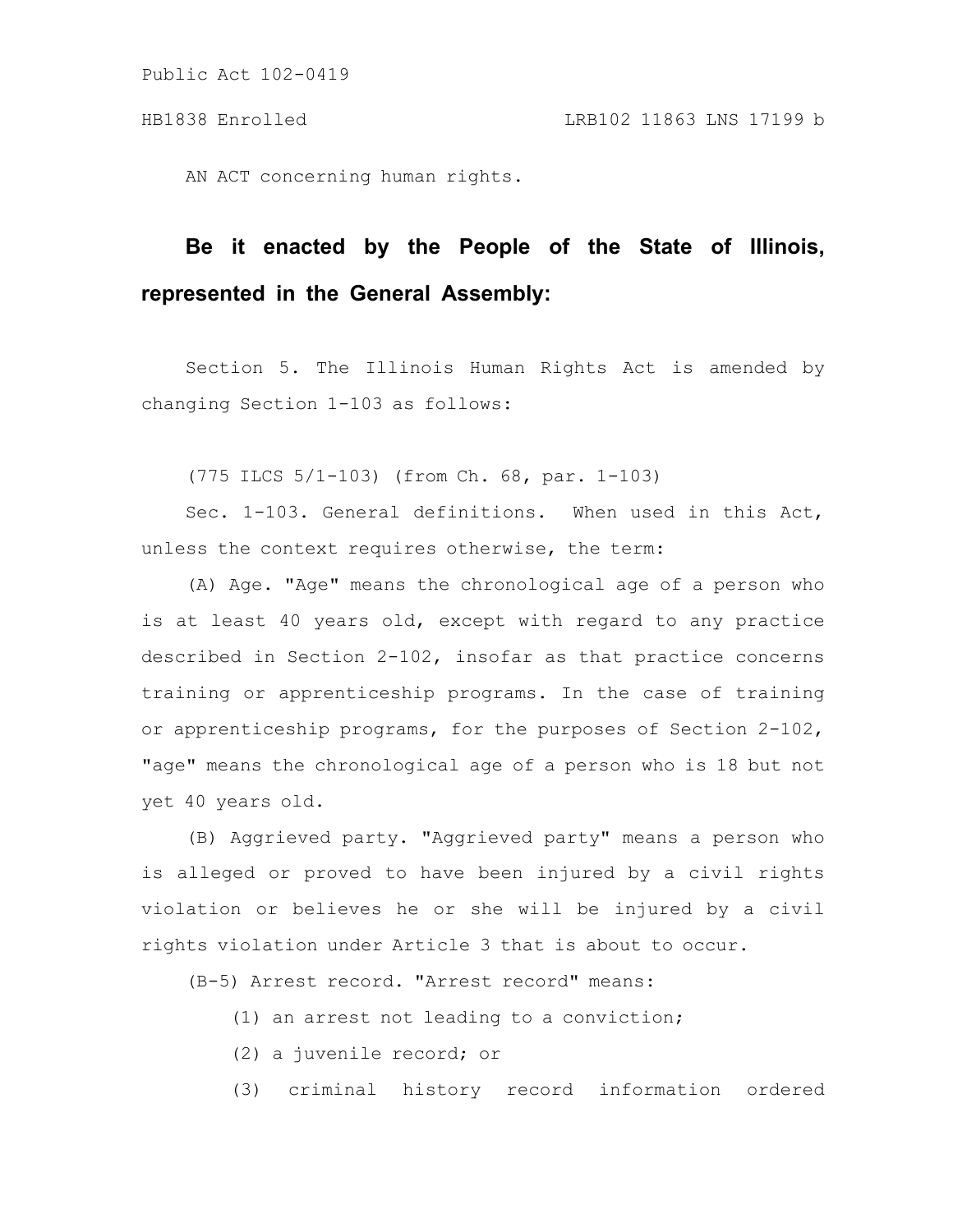Public Act 102-0419

HB1838 Enrolled LRB102 11863 LNS 17199 b

AN ACT concerning human rights.

**Be it enacted by the People of the State of Illinois, represented in the General Assembly:**

Section 5. The Illinois Human Rights Act is amended by changing Section 1-103 as follows:

(775 ILCS 5/1-103) (from Ch. 68, par. 1-103)

Sec. 1-103. General definitions. When used in this Act, unless the context requires otherwise, the term:

(A) Age. "Age" means the chronological age of a person who is at least 40 years old, except with regard to any practice described in Section 2-102, insofar as that practice concerns training or apprenticeship programs. In the case of training or apprenticeship programs, for the purposes of Section 2-102, "age" means the chronological age of a person who is 18 but not yet 40 years old.

(B) Aggrieved party. "Aggrieved party" means a person who is alleged or proved to have been injured by a civil rights violation or believes he or she will be injured by a civil rights violation under Article 3 that is about to occur.

(B-5) Arrest record. "Arrest record" means:

(1) an arrest not leading to a conviction;

(2) a juvenile record; or

(3) criminal history record information ordered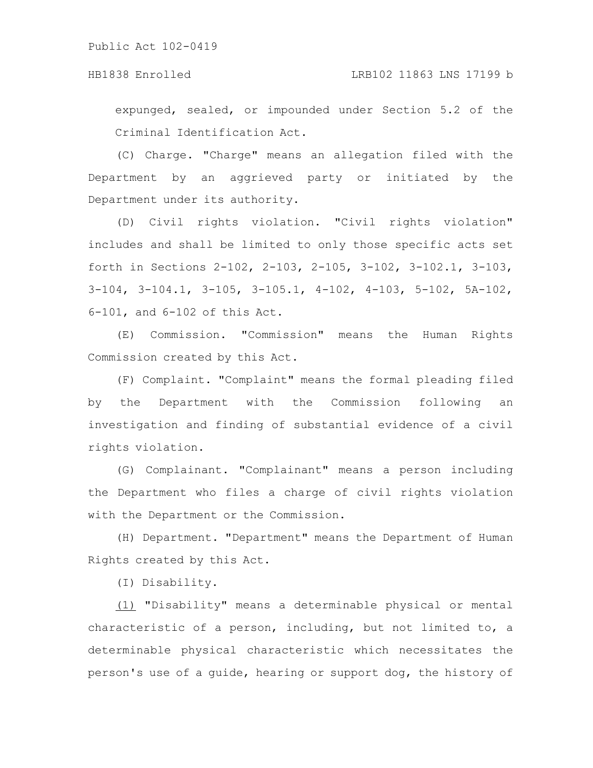expunged, sealed, or impounded under Section 5.2 of the Criminal Identification Act.

(C) Charge. "Charge" means an allegation filed with the Department by an aggrieved party or initiated by the Department under its authority.

(D) Civil rights violation. "Civil rights violation" includes and shall be limited to only those specific acts set forth in Sections 2-102, 2-103, 2-105, 3-102, 3-102.1, 3-103, 3-104, 3-104.1, 3-105, 3-105.1, 4-102, 4-103, 5-102, 5A-102, 6-101, and 6-102 of this Act.

(E) Commission. "Commission" means the Human Rights Commission created by this Act.

(F) Complaint. "Complaint" means the formal pleading filed by the Department with the Commission following an investigation and finding of substantial evidence of a civil rights violation.

(G) Complainant. "Complainant" means a person including the Department who files a charge of civil rights violation with the Department or the Commission.

(H) Department. "Department" means the Department of Human Rights created by this Act.

(I) Disability.

<u>(1)</u> "Disability" means a determinable physical or mental characteristic of a person, including, but not limited to, a determinable physical characteristic which necessitates the person's use of a guide, hearing or support dog, the history of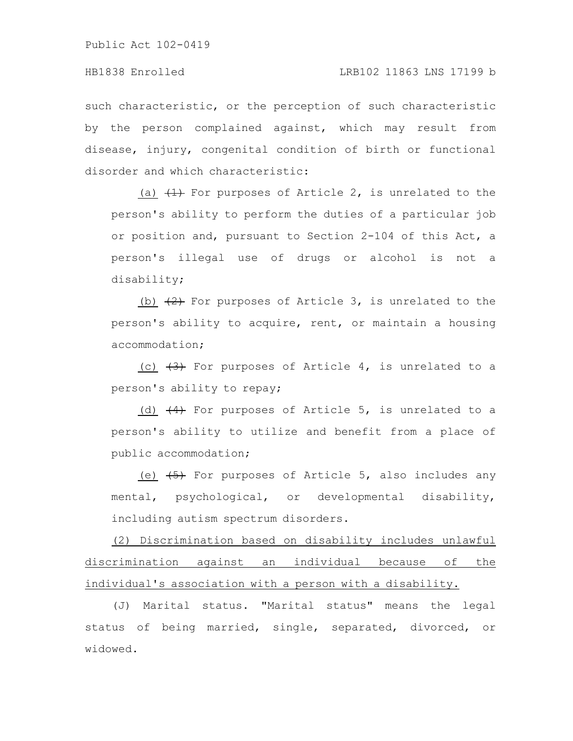such characteristic, or the perception of such characteristic by the person complained against, which may result from disease, injury, congenital condition of birth or functional disorder and which characteristic:

(a) ~~(1)~~ For purposes of Article 2, is unrelated to the person's ability to perform the duties of a particular job or position and, pursuant to Section 2-104 of this Act, a person's illegal use of drugs or alcohol is not a disability;

(b) ~~(2)~~ For purposes of Article 3, is unrelated to the person's ability to acquire, rent, or maintain a housing accommodation;

(c) ~~(3)~~ For purposes of Article 4, is unrelated to a person's ability to repay;

(d) ~~(4)~~ For purposes of Article 5, is unrelated to a person's ability to utilize and benefit from a place of public accommodation;

(e) ~~(5)~~ For purposes of Article 5, also includes any mental, psychological, or developmental disability, including autism spectrum disorders.

(2) Discrimination based on disability includes unlawful discrimination against an individual because of the individual's association with a person with a disability.

(J) Marital status. "Marital status" means the legal status of being married, single, separated, divorced, or widowed.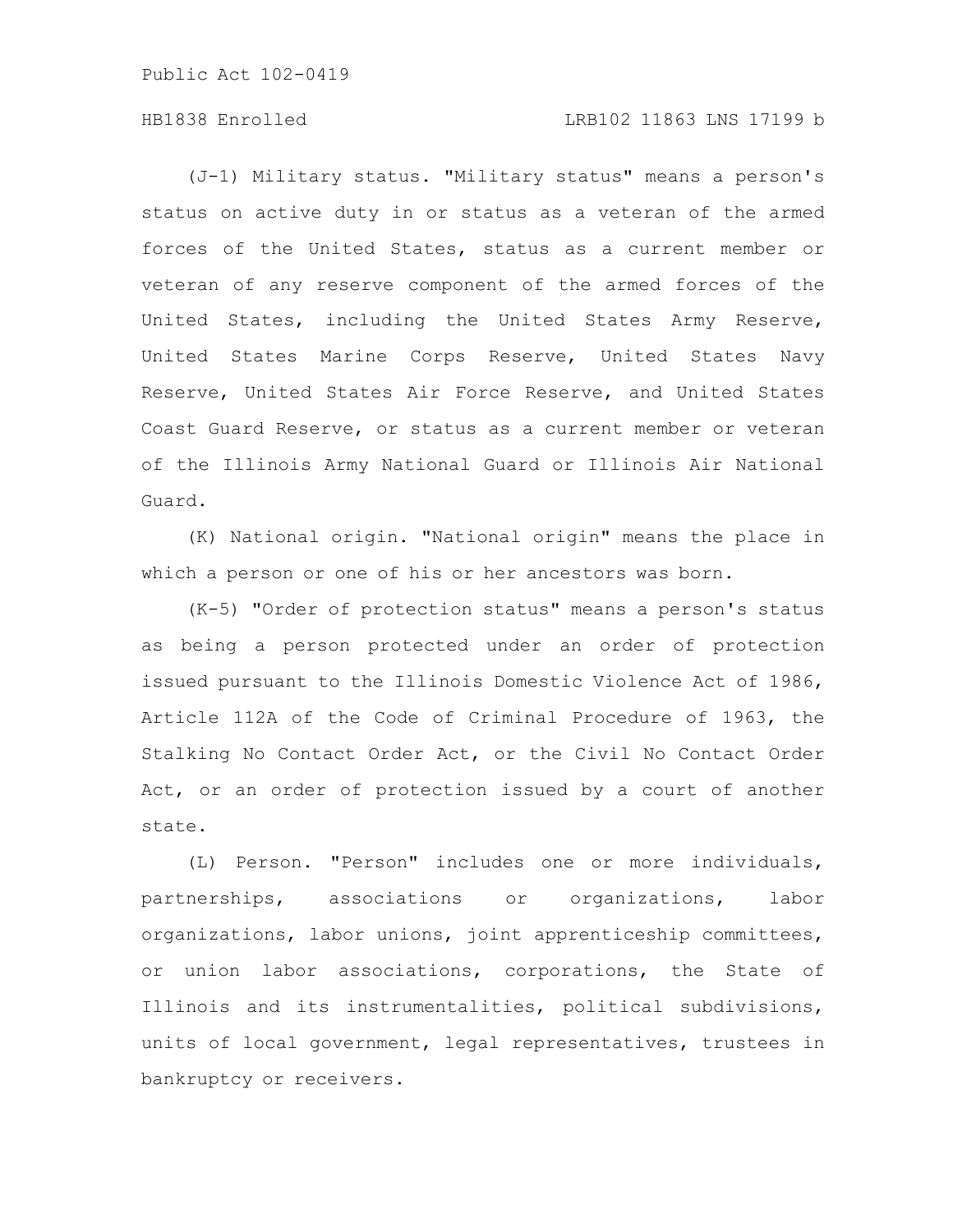(J-1) Military status. "Military status" means a person's status on active duty in or status as a veteran of the armed forces of the United States, status as a current member or veteran of any reserve component of the armed forces of the United States, including the United States Army Reserve, United States Marine Corps Reserve, United States Navy Reserve, United States Air Force Reserve, and United States Coast Guard Reserve, or status as a current member or veteran of the Illinois Army National Guard or Illinois Air National Guard.

(K) National origin. "National origin" means the place in which a person or one of his or her ancestors was born.

(K-5) "Order of protection status" means a person's status as being a person protected under an order of protection issued pursuant to the Illinois Domestic Violence Act of 1986, Article 112A of the Code of Criminal Procedure of 1963, the Stalking No Contact Order Act, or the Civil No Contact Order Act, or an order of protection issued by a court of another state.

(L) Person. "Person" includes one or more individuals, partnerships, associations or organizations, labor organizations, labor unions, joint apprenticeship committees, or union labor associations, corporations, the State of Illinois and its instrumentalities, political subdivisions, units of local government, legal representatives, trustees in bankruptcy or receivers.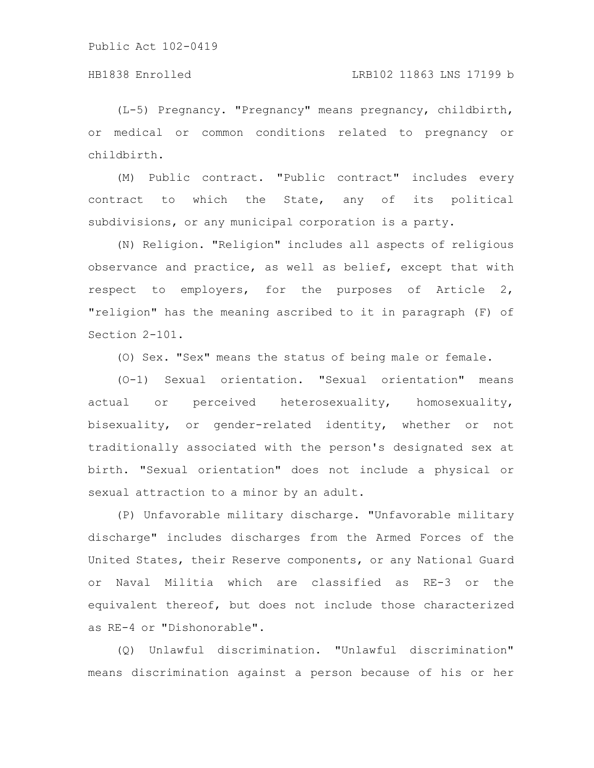(L-5) Pregnancy. "Pregnancy" means pregnancy, childbirth, or medical or common conditions related to pregnancy or childbirth.

(M) Public contract. "Public contract" includes every contract to which the State, any of its political subdivisions, or any municipal corporation is a party.

(N) Religion. "Religion" includes all aspects of religious observance and practice, as well as belief, except that with respect to employers, for the purposes of Article 2, "religion" has the meaning ascribed to it in paragraph (F) of Section 2-101.

(O) Sex. "Sex" means the status of being male or female.

(O-1) Sexual orientation. "Sexual orientation" means actual or perceived heterosexuality, homosexuality, bisexuality, or gender-related identity, whether or not traditionally associated with the person's designated sex at birth. "Sexual orientation" does not include a physical or sexual attraction to a minor by an adult.

(P) Unfavorable military discharge. "Unfavorable military discharge" includes discharges from the Armed Forces of the United States, their Reserve components, or any National Guard or Naval Militia which are classified as RE-3 or the equivalent thereof, but does not include those characterized as RE-4 or "Dishonorable".

(Q) Unlawful discrimination. "Unlawful discrimination" means discrimination against a person because of his or her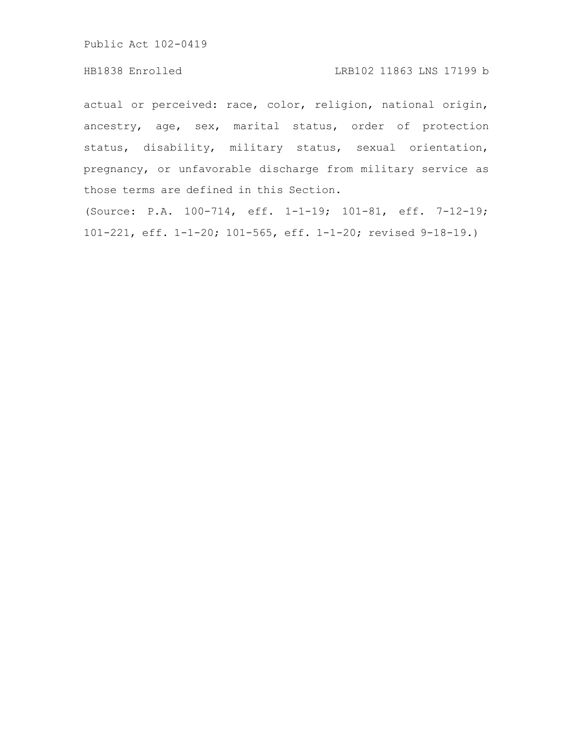actual or perceived: race, color, religion, national origin, ancestry, age, sex, marital status, order of protection status, disability, military status, sexual orientation, pregnancy, or unfavorable discharge from military service as those terms are defined in this Section.

(Source: P.A. 100-714, eff. 1-1-19; 101-81, eff. 7-12-19; 101-221, eff. 1-1-20; 101-565, eff. 1-1-20; revised 9-18-19.)